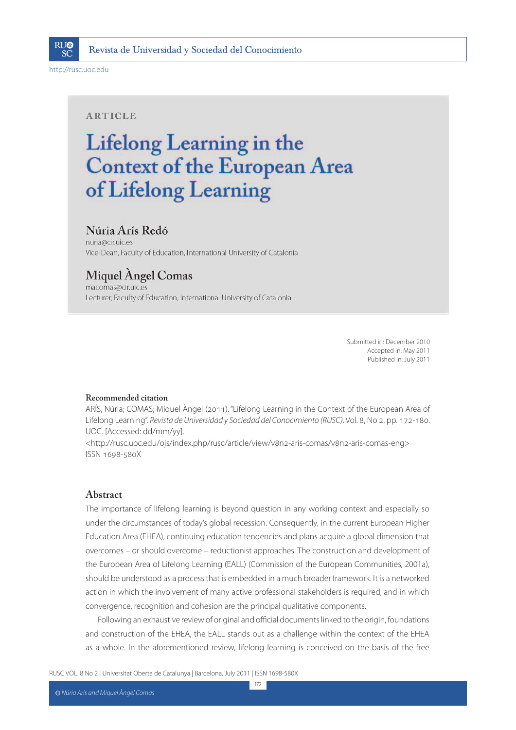ARTICLE

# Lifelong Learning in the Context of the European Area of Lifelong Learning

## Núria Arís Redó

nuria@cir.uic.es
Vice-Dean, Faculty of Education, International University of Catalonia

## Miquel Àngel Comas

macomas@cir.uic.es
Lecturer, Faculty of Education, International University of Catalonia

Submitted in: December 2010
Accepted in: May 2011
Published in: July 2011

### Recommended citation

ARÍS, Núria; COMAS; Miquel Àngel (2011). "Lifelong Learning in the Context of the European Area of Lifelong Learning". *Revista de Universidad y Sociedad del Conocimiento (RUSC)*. Vol. 8, No 2, pp. 172-180. UOC. [Accessed: dd/mm/yy].
<http://rusc.uoc.edu/ojs/index.php/rusc/article/view/v8n2-aris-comas/v8n2-aris-comas-eng>
ISSN 1698-580X

## Abstract

The importance of lifelong learning is beyond question in any working context and especially so under the circumstances of today's global recession. Consequently, in the current European Higher Education Area (EHEA), continuing education tendencies and plans acquire a global dimension that overcomes – or should overcome – reductionist approaches. The construction and development of the European Area of Lifelong Learning (EALL) (Commission of the European Communities, 2001a), should be understood as a process that is embedded in a much broader framework. It is a networked action in which the involvement of many active professional stakeholders is required, and in which convergence, recognition and cohesion are the principal qualitative components.

Following an exhaustive review of original and official documents linked to the origin, foundations and construction of the EHEA, the EALL stands out as a challenge within the context of the EHEA as a whole. In the aforementioned review, lifelong learning is conceived on the basis of the free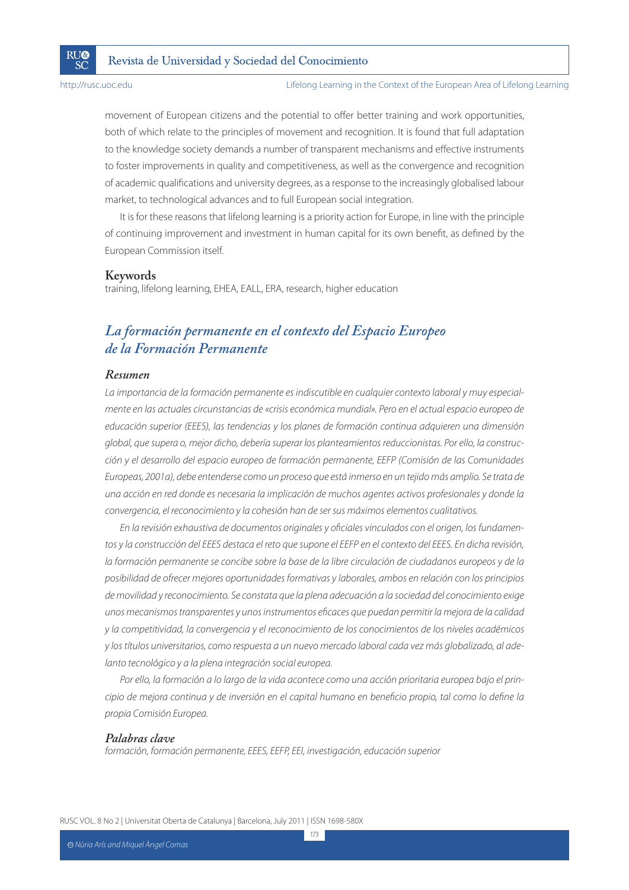movement of European citizens and the potential to offer better training and work opportunities, both of which relate to the principles of movement and recognition. It is found that full adaptation to the knowledge society demands a number of transparent mechanisms and effective instruments to foster improvements in quality and competitiveness, as well as the convergence and recognition of academic qualifications and university degrees, as a response to the increasingly globalised labour market, to technological advances and to full European social integration.

It is for these reasons that lifelong learning is a priority action for Europe, in line with the principle of continuing improvement and investment in human capital for its own benefit, as defined by the European Commission itself.

### Keywords

training, lifelong learning, EHEA, EALL, ERA, research, higher education

## *La formación permanente en el contexto del Espacio Europeo de la Formación Permanente*

### *Resumen*

*La importancia de la formación permanente es indiscutible en cualquier contexto laboral y muy especialmente en las actuales circunstancias de «crisis económica mundial». Pero en el actual espacio europeo de educación superior (EEES), las tendencias y los planes de formación continua adquieren una dimensión global, que supera o, mejor dicho, debería superar los planteamientos reduccionistas. Por ello, la construcción y el desarrollo del espacio europeo de formación permanente, EEFP (Comisión de las Comunidades Europeas, 2001a), debe entenderse como un proceso que está inmerso en un tejido más amplio. Se trata de una acción en red donde es necesaria la implicación de muchos agentes activos profesionales y donde la convergencia, el reconocimiento y la cohesión han de ser sus máximos elementos cualitativos.*

*En la revisión exhaustiva de documentos originales y oficiales vinculados con el origen, los fundamentos y la construcción del EEES destaca el reto que supone el EEFP en el contexto del EEES. En dicha revisión, la formación permanente se concibe sobre la base de la libre circulación de ciudadanos europeos y de la posibilidad de ofrecer mejores oportunidades formativas y laborales, ambos en relación con los principios de movilidad y reconocimiento. Se constata que la plena adecuación a la sociedad del conocimiento exige unos mecanismos transparentes y unos instrumentos eficaces que puedan permitir la mejora de la calidad y la competitividad, la convergencia y el reconocimiento de los conocimientos de los niveles académicos y los títulos universitarios, como respuesta a un nuevo mercado laboral cada vez más globalizado, al adelanto tecnológico y a la plena integración social europea.*

*Por ello, la formación a lo largo de la vida acontece como una acción prioritaria europea bajo el principio de mejora continua y de inversión en el capital humano en beneficio propio, tal como lo define la propia Comisión Europea.*

### *Palabras clave*

*formación, formación permanente, EEES, EEFP, EEI, investigación, educación superior*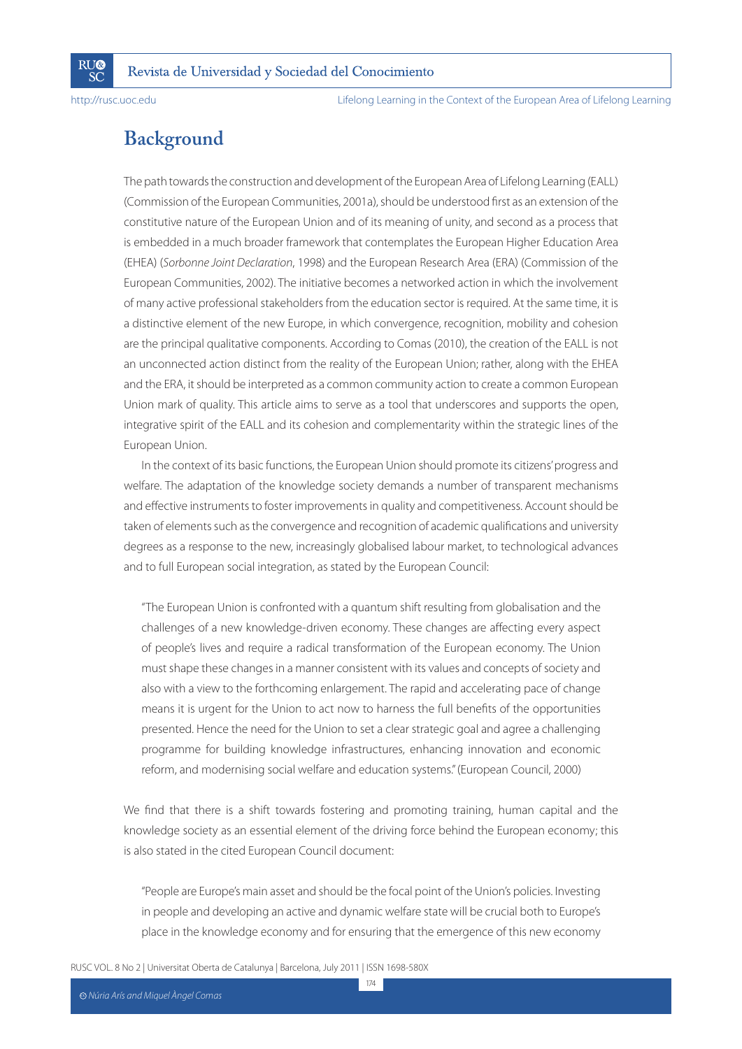## Background

The path towards the construction and development of the European Area of Lifelong Learning (EALL) (Commission of the European Communities, 2001a), should be understood first as an extension of the constitutive nature of the European Union and of its meaning of unity, and second as a process that is embedded in a much broader framework that contemplates the European Higher Education Area (EHEA) (*Sorbonne Joint Declaration*, 1998) and the European Research Area (ERA) (Commission of the European Communities, 2002). The initiative becomes a networked action in which the involvement of many active professional stakeholders from the education sector is required. At the same time, it is a distinctive element of the new Europe, in which convergence, recognition, mobility and cohesion are the principal qualitative components. According to Comas (2010), the creation of the EALL is not an unconnected action distinct from the reality of the European Union; rather, along with the EHEA and the ERA, it should be interpreted as a common community action to create a common European Union mark of quality. This article aims to serve as a tool that underscores and supports the open, integrative spirit of the EALL and its cohesion and complementarity within the strategic lines of the European Union.

In the context of its basic functions, the European Union should promote its citizens' progress and welfare. The adaptation of the knowledge society demands a number of transparent mechanisms and effective instruments to foster improvements in quality and competitiveness. Account should be taken of elements such as the convergence and recognition of academic qualifications and university degrees as a response to the new, increasingly globalised labour market, to technological advances and to full European social integration, as stated by the European Council:

> "The European Union is confronted with a quantum shift resulting from globalisation and the challenges of a new knowledge-driven economy. These changes are affecting every aspect of people's lives and require a radical transformation of the European economy. The Union must shape these changes in a manner consistent with its values and concepts of society and also with a view to the forthcoming enlargement. The rapid and accelerating pace of change means it is urgent for the Union to act now to harness the full benefits of the opportunities presented. Hence the need for the Union to set a clear strategic goal and agree a challenging programme for building knowledge infrastructures, enhancing innovation and economic reform, and modernising social welfare and education systems." (European Council, 2000)

We find that there is a shift towards fostering and promoting training, human capital and the knowledge society as an essential element of the driving force behind the European economy; this is also stated in the cited European Council document:

> "People are Europe's main asset and should be the focal point of the Union's policies. Investing in people and developing an active and dynamic welfare state will be crucial both to Europe's place in the knowledge economy and for ensuring that the emergence of this new economy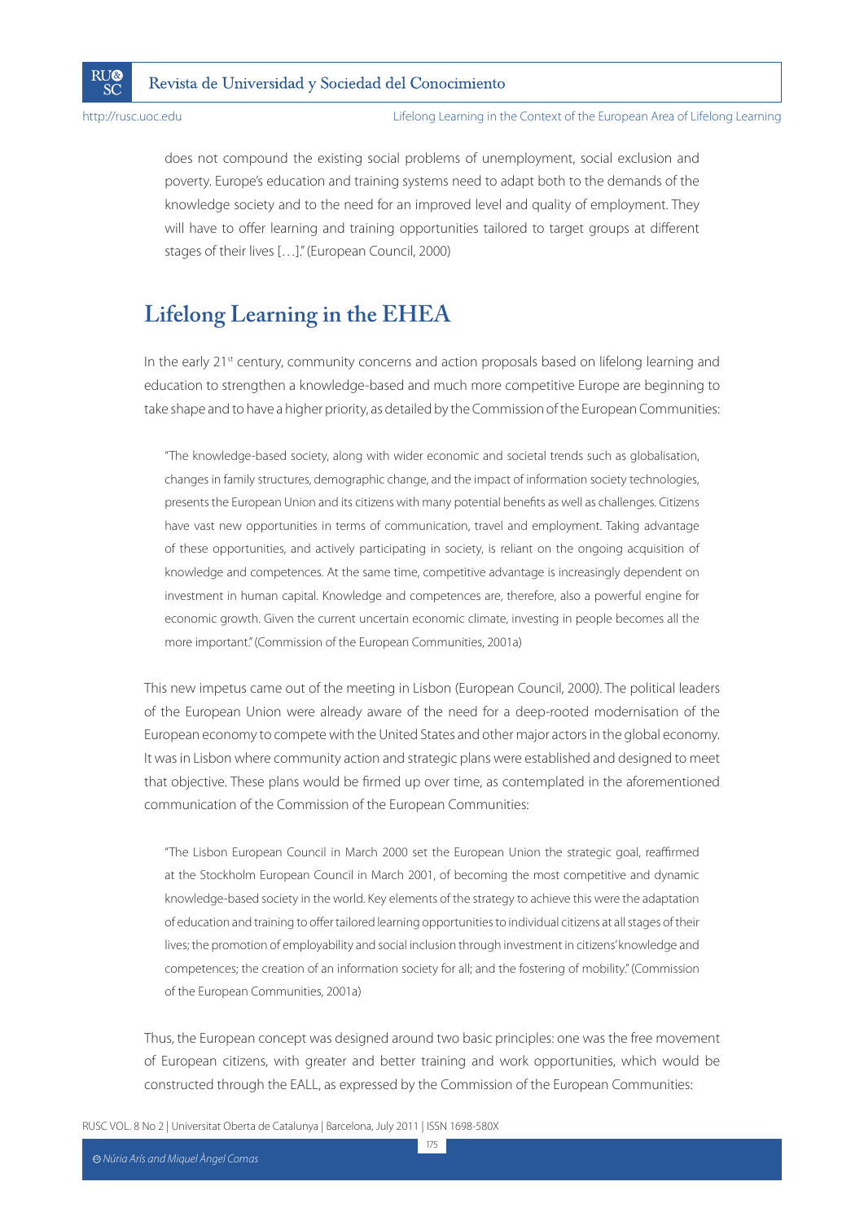does not compound the existing social problems of unemployment, social exclusion and poverty. Europe's education and training systems need to adapt both to the demands of the knowledge society and to the need for an improved level and quality of employment. They will have to offer learning and training opportunities tailored to target groups at different stages of their lives […]." (European Council, 2000)

## Lifelong Learning in the EHEA

In the early 21st century, community concerns and action proposals based on lifelong learning and education to strengthen a knowledge-based and much more competitive Europe are beginning to take shape and to have a higher priority, as detailed by the Commission of the European Communities:

> "The knowledge-based society, along with wider economic and societal trends such as globalisation, changes in family structures, demographic change, and the impact of information society technologies, presents the European Union and its citizens with many potential benefits as well as challenges. Citizens have vast new opportunities in terms of communication, travel and employment. Taking advantage of these opportunities, and actively participating in society, is reliant on the ongoing acquisition of knowledge and competences. At the same time, competitive advantage is increasingly dependent on investment in human capital. Knowledge and competences are, therefore, also a powerful engine for economic growth. Given the current uncertain economic climate, investing in people becomes all the more important." (Commission of the European Communities, 2001a)

This new impetus came out of the meeting in Lisbon (European Council, 2000). The political leaders of the European Union were already aware of the need for a deep-rooted modernisation of the European economy to compete with the United States and other major actors in the global economy. It was in Lisbon where community action and strategic plans were established and designed to meet that objective. These plans would be firmed up over time, as contemplated in the aforementioned communication of the Commission of the European Communities:

> "The Lisbon European Council in March 2000 set the European Union the strategic goal, reaffirmed at the Stockholm European Council in March 2001, of becoming the most competitive and dynamic knowledge-based society in the world. Key elements of the strategy to achieve this were the adaptation of education and training to offer tailored learning opportunities to individual citizens at all stages of their lives; the promotion of employability and social inclusion through investment in citizens' knowledge and competences; the creation of an information society for all; and the fostering of mobility." (Commission of the European Communities, 2001a)

Thus, the European concept was designed around two basic principles: one was the free movement of European citizens, with greater and better training and work opportunities, which would be constructed through the EALL, as expressed by the Commission of the European Communities: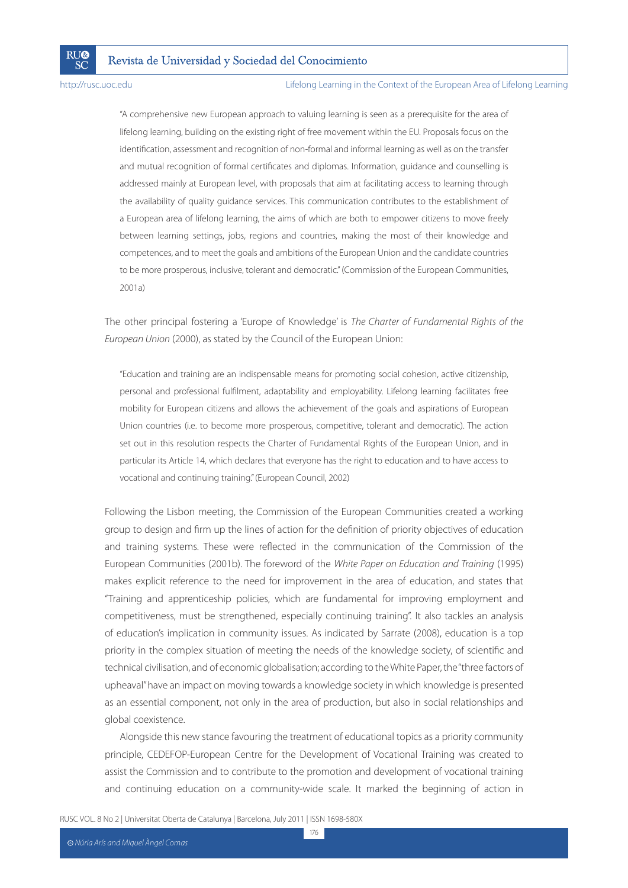> "A comprehensive new European approach to valuing learning is seen as a prerequisite for the area of lifelong learning, building on the existing right of free movement within the EU. Proposals focus on the identification, assessment and recognition of non-formal and informal learning as well as on the transfer and mutual recognition of formal certificates and diplomas. Information, guidance and counselling is addressed mainly at European level, with proposals that aim at facilitating access to learning through the availability of quality guidance services. This communication contributes to the establishment of a European area of lifelong learning, the aims of which are both to empower citizens to move freely between learning settings, jobs, regions and countries, making the most of their knowledge and competences, and to meet the goals and ambitions of the European Union and the candidate countries to be more prosperous, inclusive, tolerant and democratic." (Commission of the European Communities, 2001a)

The other principal fostering a 'Europe of Knowledge' is *The Charter of Fundamental Rights of the European Union* (2000), as stated by the Council of the European Union:

> "Education and training are an indispensable means for promoting social cohesion, active citizenship, personal and professional fulfilment, adaptability and employability. Lifelong learning facilitates free mobility for European citizens and allows the achievement of the goals and aspirations of European Union countries (i.e. to become more prosperous, competitive, tolerant and democratic). The action set out in this resolution respects the Charter of Fundamental Rights of the European Union, and in particular its Article 14, which declares that everyone has the right to education and to have access to vocational and continuing training." (European Council, 2002)

Following the Lisbon meeting, the Commission of the European Communities created a working group to design and firm up the lines of action for the definition of priority objectives of education and training systems. These were reflected in the communication of the Commission of the European Communities (2001b). The foreword of the *White Paper on Education and Training* (1995) makes explicit reference to the need for improvement in the area of education, and states that "Training and apprenticeship policies, which are fundamental for improving employment and competitiveness, must be strengthened, especially continuing training". It also tackles an analysis of education's implication in community issues. As indicated by Sarrate (2008), education is a top priority in the complex situation of meeting the needs of the knowledge society, of scientific and technical civilisation, and of economic globalisation; according to the White Paper, the "three factors of upheaval" have an impact on moving towards a knowledge society in which knowledge is presented as an essential component, not only in the area of production, but also in social relationships and global coexistence.

Alongside this new stance favouring the treatment of educational topics as a priority community principle, CEDEFOP-European Centre for the Development of Vocational Training was created to assist the Commission and to contribute to the promotion and development of vocational training and continuing education on a community-wide scale. It marked the beginning of action in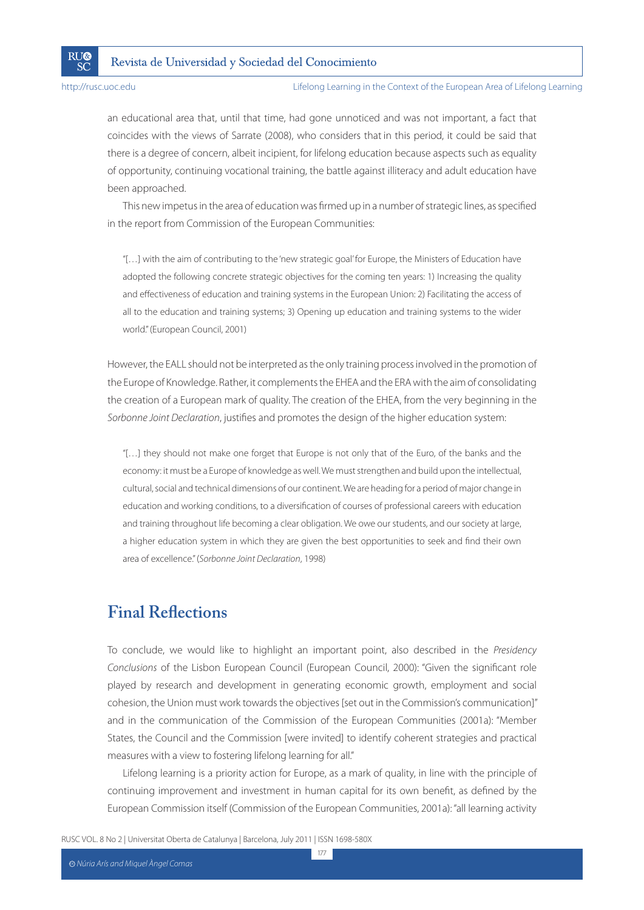an educational area that, until that time, had gone unnoticed and was not important, a fact that coincides with the views of Sarrate (2008), who considers that in this period, it could be said that there is a degree of concern, albeit incipient, for lifelong education because aspects such as equality of opportunity, continuing vocational training, the battle against illiteracy and adult education have been approached.

This new impetus in the area of education was firmed up in a number of strategic lines, as specified in the report from Commission of the European Communities:

> "[…] with the aim of contributing to the 'new strategic goal' for Europe, the Ministers of Education have adopted the following concrete strategic objectives for the coming ten years: 1) Increasing the quality and effectiveness of education and training systems in the European Union: 2) Facilitating the access of all to the education and training systems; 3) Opening up education and training systems to the wider world." (European Council, 2001)

However, the EALL should not be interpreted as the only training process involved in the promotion of the Europe of Knowledge. Rather, it complements the EHEA and the ERA with the aim of consolidating the creation of a European mark of quality. The creation of the EHEA, from the very beginning in the *Sorbonne Joint Declaration*, justifies and promotes the design of the higher education system:

> "[…] they should not make one forget that Europe is not only that of the Euro, of the banks and the economy: it must be a Europe of knowledge as well. We must strengthen and build upon the intellectual, cultural, social and technical dimensions of our continent. We are heading for a period of major change in education and working conditions, to a diversification of courses of professional careers with education and training throughout life becoming a clear obligation. We owe our students, and our society at large, a higher education system in which they are given the best opportunities to seek and find their own area of excellence." (*Sorbonne Joint Declaration*, 1998)

## Final Reflections

To conclude, we would like to highlight an important point, also described in the *Presidency Conclusions* of the Lisbon European Council (European Council, 2000): "Given the significant role played by research and development in generating economic growth, employment and social cohesion, the Union must work towards the objectives [set out in the Commission's communication]" and in the communication of the Commission of the European Communities (2001a): "Member States, the Council and the Commission [were invited] to identify coherent strategies and practical measures with a view to fostering lifelong learning for all."

Lifelong learning is a priority action for Europe, as a mark of quality, in line with the principle of continuing improvement and investment in human capital for its own benefit, as defined by the European Commission itself (Commission of the European Communities, 2001a): "all learning activity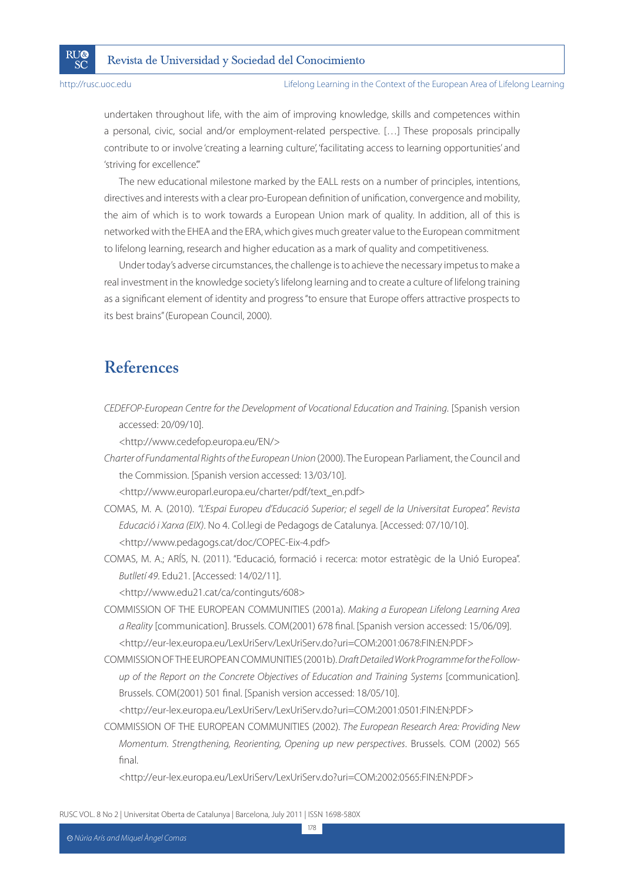undertaken throughout life, with the aim of improving knowledge, skills and competences within a personal, civic, social and/or employment-related perspective. […] These proposals principally contribute to or involve 'creating a learning culture', 'facilitating access to learning opportunities' and 'striving for excellence'."

The new educational milestone marked by the EALL rests on a number of principles, intentions, directives and interests with a clear pro-European definition of unification, convergence and mobility, the aim of which is to work towards a European Union mark of quality. In addition, all of this is networked with the EHEA and the ERA, which gives much greater value to the European commitment to lifelong learning, research and higher education as a mark of quality and competitiveness.

Under today's adverse circumstances, the challenge is to achieve the necessary impetus to make a real investment in the knowledge society's lifelong learning and to create a culture of lifelong training as a significant element of identity and progress "to ensure that Europe offers attractive prospects to its best brains" (European Council, 2000).

## References

*CEDEFOP-European Centre for the Development of Vocational Education and Training.* [Spanish version accessed: 20/09/10].
<http://www.cedefop.europa.eu/EN/>

*Charter of Fundamental Rights of the European Union* (2000). The European Parliament, the Council and the Commission. [Spanish version accessed: 13/03/10].
<http://www.europarl.europa.eu/charter/pdf/text_en.pdf>

COMAS, M. A. (2010). *"L'Espai Europeu d'Educació Superior; el segell de la Universitat Europea". Revista Educació i Xarxa (EIX)*. No 4. Col.legi de Pedagogs de Catalunya. [Accessed: 07/10/10].
<http://www.pedagogs.cat/doc/COPEC-Eix-4.pdf>

COMAS, M. A.; ARÍS, N. (2011). "Educació, formació i recerca: motor estratègic de la Unió Europea". *Butlletí 49*. Edu21. [Accessed: 14/02/11].
<http://www.edu21.cat/ca/continguts/608>

COMMISSION OF THE EUROPEAN COMMUNITIES (2001a). *Making a European Lifelong Learning Area a Reality* [communication]. Brussels. COM(2001) 678 final. [Spanish version accessed: 15/06/09].
<http://eur-lex.europa.eu/LexUriServ/LexUriServ.do?uri=COM:2001:0678:FIN:EN:PDF>

COMMISSION OF THE EUROPEAN COMMUNITIES (2001b). *Draft Detailed Work Programme for the Follow-up of the Report on the Concrete Objectives of Education and Training Systems* [communication]. Brussels. COM(2001) 501 final. [Spanish version accessed: 18/05/10].
<http://eur-lex.europa.eu/LexUriServ/LexUriServ.do?uri=COM:2001:0501:FIN:EN:PDF>

COMMISSION OF THE EUROPEAN COMMUNITIES (2002). *The European Research Area: Providing New Momentum. Strengthening, Reorienting, Opening up new perspectives*. Brussels. COM (2002) 565 final.
<http://eur-lex.europa.eu/LexUriServ/LexUriServ.do?uri=COM:2002:0565:FIN:EN:PDF>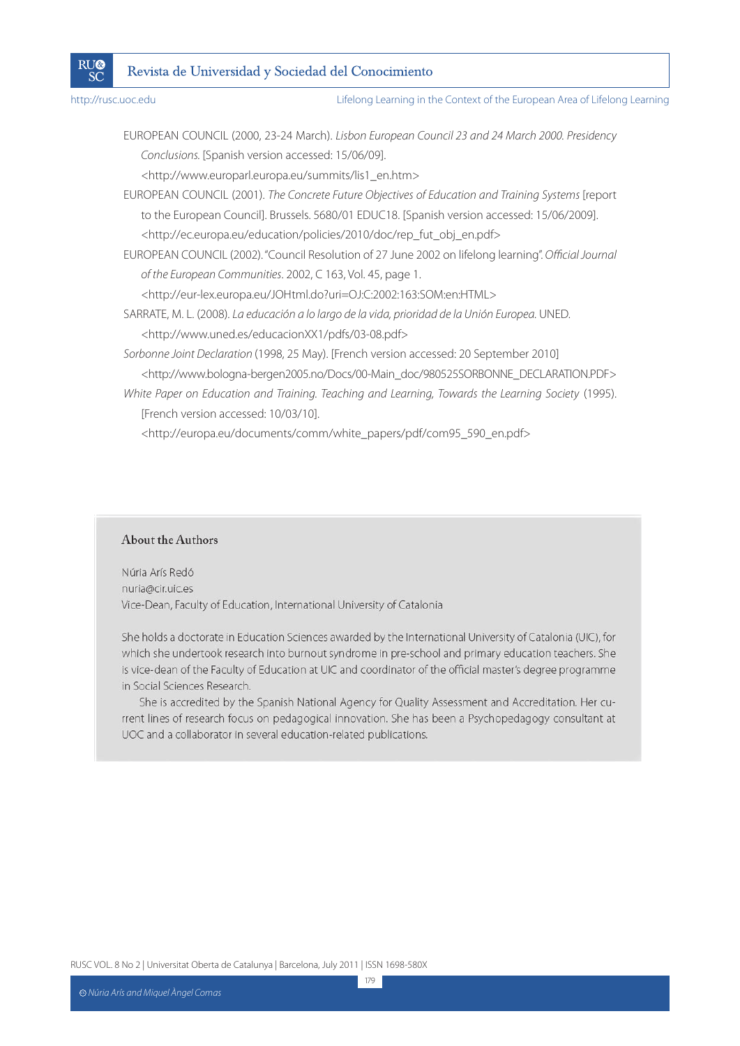EUROPEAN COUNCIL (2000, 23-24 March). *Lisbon European Council 23 and 24 March 2000. Presidency Conclusions*. [Spanish version accessed: 15/06/09].
<http://www.europarl.europa.eu/summits/lis1_en.htm>

EUROPEAN COUNCIL (2001). *The Concrete Future Objectives of Education and Training Systems* [report to the European Council]. Brussels. 5680/01 EDUC18. [Spanish version accessed: 15/06/2009].
<http://ec.europa.eu/education/policies/2010/doc/rep_fut_obj_en.pdf>

EUROPEAN COUNCIL (2002). "Council Resolution of 27 June 2002 on lifelong learning". *Official Journal of the European Communities*. 2002, C 163, Vol. 45, page 1.
<http://eur-lex.europa.eu/JOHtml.do?uri=OJ:C:2002:163:SOM:en:HTML>

SARRATE, M. L. (2008). *La educación a lo largo de la vida, prioridad de la Unión Europea*. UNED.
<http://www.uned.es/educacionXX1/pdfs/03-08.pdf>

*Sorbonne Joint Declaration* (1998, 25 May). [French version accessed: 20 September 2010]
<http://www.bologna-bergen2005.no/Docs/00-Main_doc/980525SORBONNE_DECLARATION.PDF>

*White Paper on Education and Training. Teaching and Learning, Towards the Learning Society* (1995). [French version accessed: 10/03/10].
<http://europa.eu/documents/comm/white_papers/pdf/com95_590_en.pdf>

## About the Authors

Núria Arís Redó
nuria@cir.uic.es
Vice-Dean, Faculty of Education, International University of Catalonia

She holds a doctorate in Education Sciences awarded by the International University of Catalonia (UIC), for which she undertook research into burnout syndrome in pre-school and primary education teachers. She is vice-dean of the Faculty of Education at UIC and coordinator of the official master's degree programme in Social Sciences Research.

She is accredited by the Spanish National Agency for Quality Assessment and Accreditation. Her current lines of research focus on pedagogical innovation. She has been a Psychopedagogy consultant at UOC and a collaborator in several education-related publications.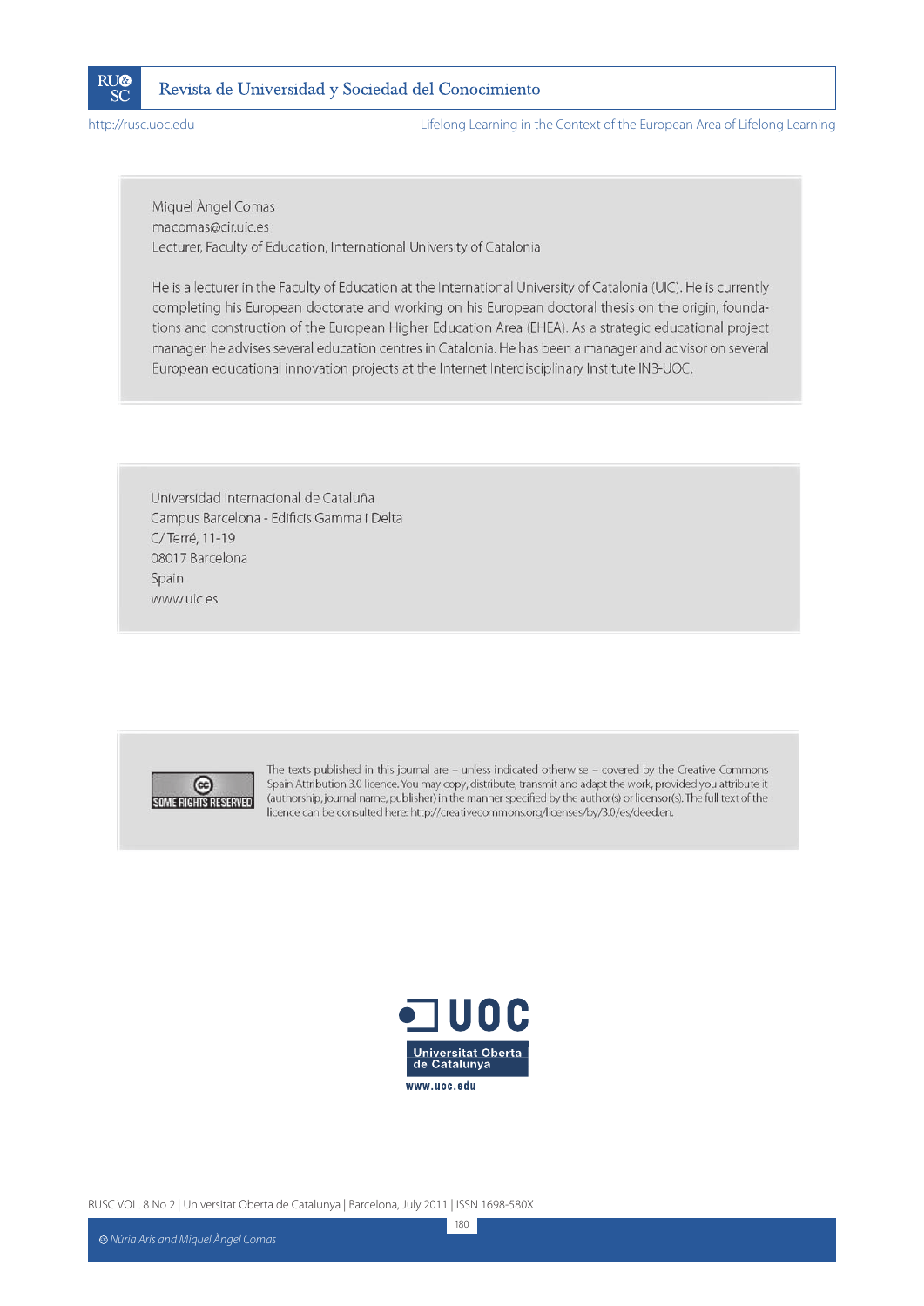Miquel Àngel Comas
macomas@cir.uic.es
Lecturer, Faculty of Education, International University of Catalonia

He is a lecturer in the Faculty of Education at the International University of Catalonia (UIC). He is currently completing his European doctorate and working on his European doctoral thesis on the origin, foundations and construction of the European Higher Education Area (EHEA). As a strategic educational project manager, he advises several education centres in Catalonia. He has been a manager and advisor on several European educational innovation projects at the Internet Interdisciplinary Institute IN3-UOC.

Universidad Internacional de Cataluña
Campus Barcelona - Edificis Gamma i Delta
C/ Terré, 11-19
08017 Barcelona
Spain
www.uic.es

SOME RIGHTS RESERVED

The texts published in this journal are – unless indicated otherwise – covered by the Creative Commons Spain Attribution 3.0 licence. You may copy, distribute, transmit and adapt the work, provided you attribute it (authorship, journal name, publisher) in the manner specified by the author(s) or licensor(s). The full text of the licence can be consulted here: http://creativecommons.org/licenses/by/3.0/es/deed.en.

UOC
Universitat Oberta de Catalunya
www.uoc.edu

© Núria Arís and Miquel Àngel Comas